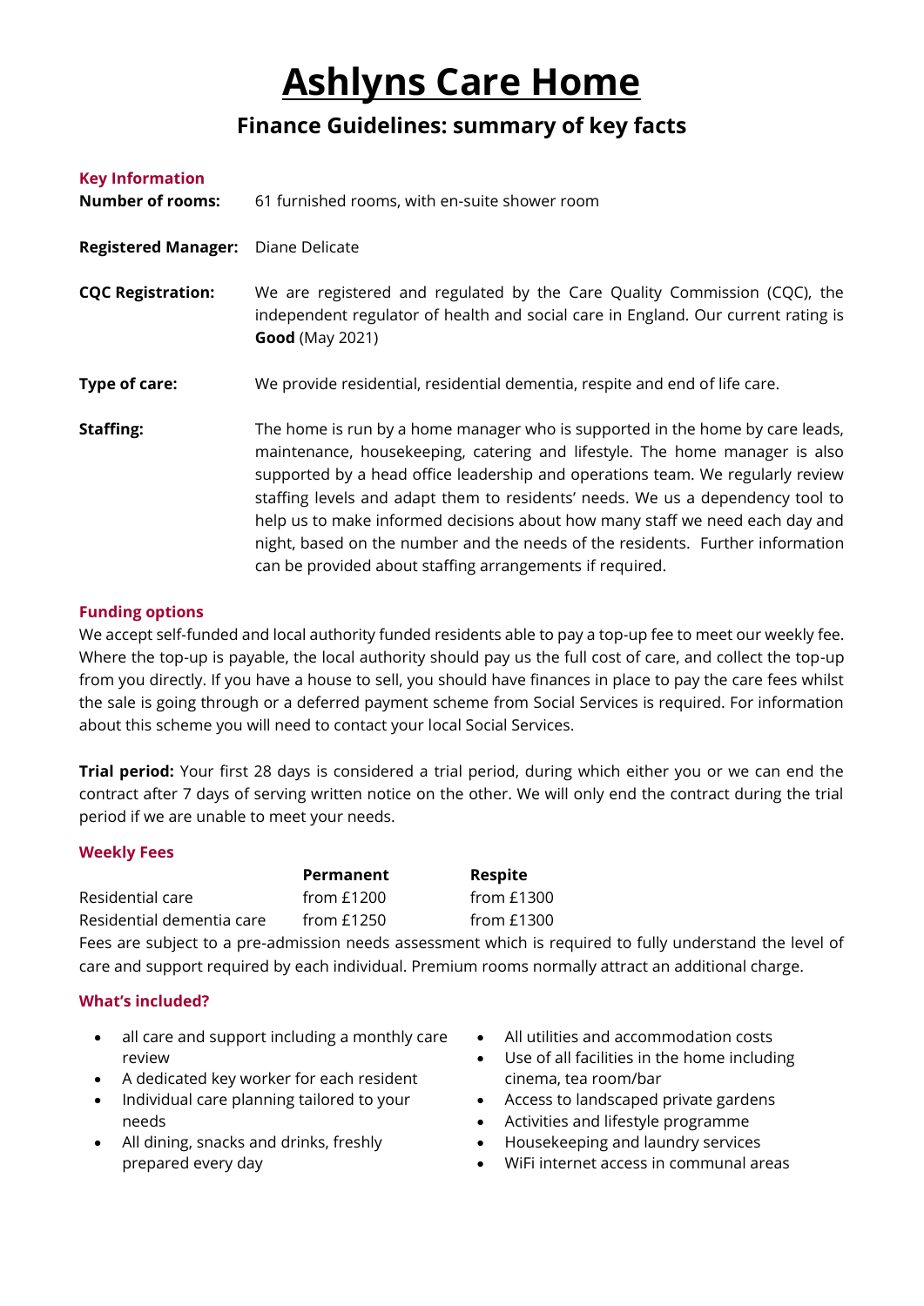# Ashlyns Care Home

## Finance Guidelines: summary of key facts

### Key Information

**Number of rooms:** 61 furnished rooms, with en-suite shower room

**Registered Manager:** Diane Delicate

**CQC Registration:** We are registered and regulated by the Care Quality Commission (CQC), the independent regulator of health and social care in England. Our current rating is **Good** (May 2021)

**Type of care:** We provide residential, residential dementia, respite and end of life care.

**Staffing:** The home is run by a home manager who is supported in the home by care leads, maintenance, housekeeping, catering and lifestyle. The home manager is also supported by a head office leadership and operations team. We regularly review staffing levels and adapt them to residents' needs. We us a dependency tool to help us to make informed decisions about how many staff we need each day and night, based on the number and the needs of the residents. Further information can be provided about staffing arrangements if required.

### Funding options

We accept self-funded and local authority funded residents able to pay a top-up fee to meet our weekly fee. Where the top-up is payable, the local authority should pay us the full cost of care, and collect the top-up from you directly. If you have a house to sell, you should have finances in place to pay the care fees whilst the sale is going through or a deferred payment scheme from Social Services is required. For information about this scheme you will need to contact your local Social Services.

**Trial period:** Your first 28 days is considered a trial period, during which either you or we can end the contract after 7 days of serving written notice on the other. We will only end the contract during the trial period if we are unable to meet your needs.

### Weekly Fees

| | **Permanent** | **Respite** |
|---|---|---|
| Residential care | from £1200 | from £1300 |
| Residential dementia care | from £1250 | from £1300 |

Fees are subject to a pre-admission needs assessment which is required to fully understand the level of care and support required by each individual. Premium rooms normally attract an additional charge.

### What's included?

- all care and support including a monthly care review
- A dedicated key worker for each resident
- Individual care planning tailored to your needs
- All dining, snacks and drinks, freshly prepared every day
- All utilities and accommodation costs
- Use of all facilities in the home including cinema, tea room/bar
- Access to landscaped private gardens
- Activities and lifestyle programme
- Housekeeping and laundry services
- WiFi internet access in communal areas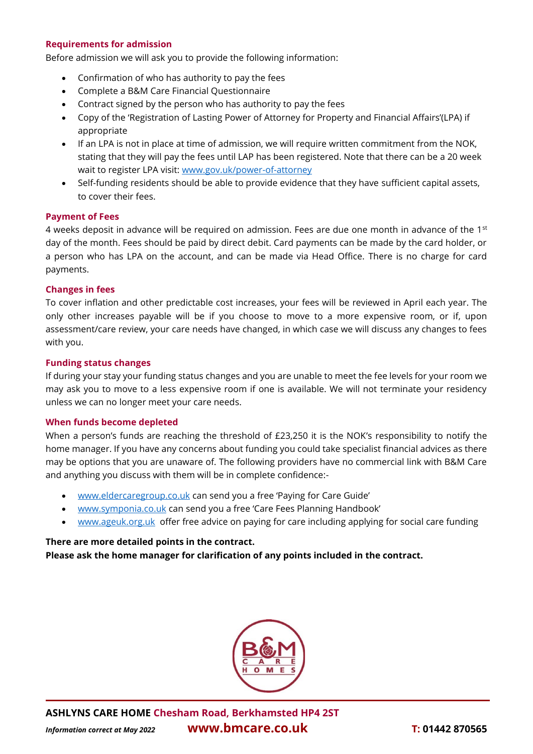### Requirements for admission

Before admission we will ask you to provide the following information:

- Confirmation of who has authority to pay the fees
- Complete a B&M Care Financial Questionnaire
- Contract signed by the person who has authority to pay the fees
- Copy of the 'Registration of Lasting Power of Attorney for Property and Financial Affairs'(LPA) if appropriate
- If an LPA is not in place at time of admission, we will require written commitment from the NOK, stating that they will pay the fees until LAP has been registered. Note that there can be a 20 week wait to register LPA visit: www.gov.uk/power-of-attorney
- Self-funding residents should be able to provide evidence that they have sufficient capital assets, to cover their fees.

### Payment of Fees

4 weeks deposit in advance will be required on admission. Fees are due one month in advance of the 1st day of the month. Fees should be paid by direct debit. Card payments can be made by the card holder, or a person who has LPA on the account, and can be made via Head Office. There is no charge for card payments.

### Changes in fees

To cover inflation and other predictable cost increases, your fees will be reviewed in April each year. The only other increases payable will be if you choose to move to a more expensive room, or if, upon assessment/care review, your care needs have changed, in which case we will discuss any changes to fees with you.

### Funding status changes

If during your stay your funding status changes and you are unable to meet the fee levels for your room we may ask you to move to a less expensive room if one is available. We will not terminate your residency unless we can no longer meet your care needs.

### When funds become depleted

When a person's funds are reaching the threshold of £23,250 it is the NOK's responsibility to notify the home manager. If you have any concerns about funding you could take specialist financial advices as there may be options that you are unaware of. The following providers have no commercial link with B&M Care and anything you discuss with them will be in complete confidence:-

- www.eldercaregroup.co.uk can send you a free 'Paying for Care Guide'
- www.symponia.co.uk can send you a free 'Care Fees Planning Handbook'
- www.ageuk.org.uk offer free advice on paying for care including applying for social care funding

**There are more detailed points in the contract.**
**Please ask the home manager for clarification of any points included in the contract.**

B&M CARE HOMES

**ASHLYNS CARE HOME** Chesham Road, Berkhamsted HP4 2ST

*Information correct at May 2022* www.bmcare.co.uk T: 01442 870565